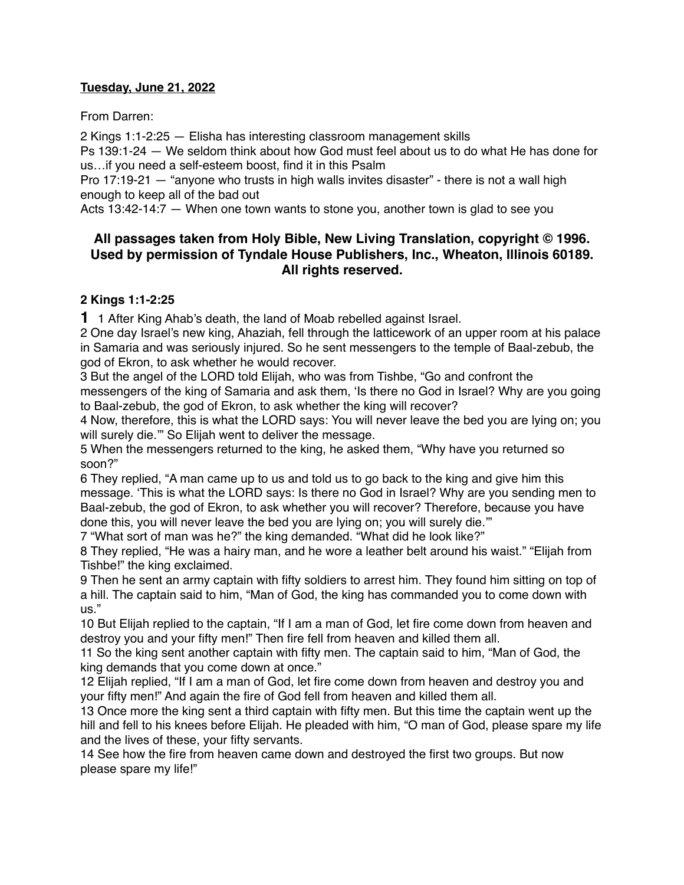**Tuesday, June 21, 2022**

From Darren:

2 Kings 1:1-2:25 — Elisha has interesting classroom management skills
Ps 139:1-24 — We seldom think about how God must feel about us to do what He has done for us…if you need a self-esteem boost, find it in this Psalm
Pro 17:19-21 — "anyone who trusts in high walls invites disaster" - there is not a wall high enough to keep all of the bad out
Acts 13:42-14:7 — When one town wants to stone you, another town is glad to see you

### All passages taken from Holy Bible, New Living Translation, copyright © 1996. Used by permission of Tyndale House Publishers, Inc., Wheaton, Illinois 60189. All rights reserved.

**2 Kings 1:1-2:25**

**1** 1 After King Ahab's death, the land of Moab rebelled against Israel.
2 One day Israel's new king, Ahaziah, fell through the latticework of an upper room at his palace in Samaria and was seriously injured. So he sent messengers to the temple of Baal-zebub, the god of Ekron, to ask whether he would recover.
3 But the angel of the LORD told Elijah, who was from Tishbe, "Go and confront the messengers of the king of Samaria and ask them, 'Is there no God in Israel? Why are you going to Baal-zebub, the god of Ekron, to ask whether the king will recover?
4 Now, therefore, this is what the LORD says: You will never leave the bed you are lying on; you will surely die.'" So Elijah went to deliver the message.
5 When the messengers returned to the king, he asked them, "Why have you returned so soon?"
6 They replied, "A man came up to us and told us to go back to the king and give him this message. 'This is what the LORD says: Is there no God in Israel? Why are you sending men to Baal-zebub, the god of Ekron, to ask whether you will recover? Therefore, because you have done this, you will never leave the bed you are lying on; you will surely die.'"
7 "What sort of man was he?" the king demanded. "What did he look like?"
8 They replied, "He was a hairy man, and he wore a leather belt around his waist." "Elijah from Tishbe!" the king exclaimed.
9 Then he sent an army captain with fifty soldiers to arrest him. They found him sitting on top of a hill. The captain said to him, "Man of God, the king has commanded you to come down with us."
10 But Elijah replied to the captain, "If I am a man of God, let fire come down from heaven and destroy you and your fifty men!" Then fire fell from heaven and killed them all.
11 So the king sent another captain with fifty men. The captain said to him, "Man of God, the king demands that you come down at once."
12 Elijah replied, "If I am a man of God, let fire come down from heaven and destroy you and your fifty men!" And again the fire of God fell from heaven and killed them all.
13 Once more the king sent a third captain with fifty men. But this time the captain went up the hill and fell to his knees before Elijah. He pleaded with him, "O man of God, please spare my life and the lives of these, your fifty servants.
14 See how the fire from heaven came down and destroyed the first two groups. But now please spare my life!"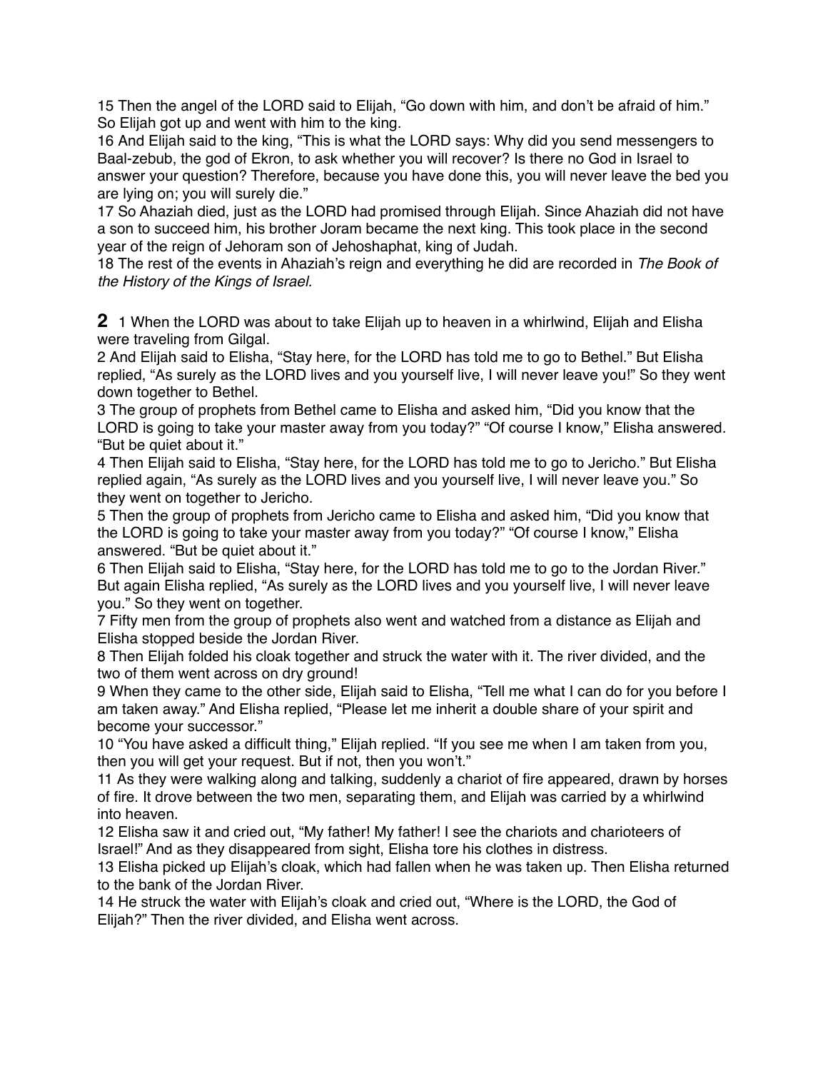15 Then the angel of the LORD said to Elijah, “Go down with him, and don’t be afraid of him.” So Elijah got up and went with him to the king.
16 And Elijah said to the king, “This is what the LORD says: Why did you send messengers to Baal-zebub, the god of Ekron, to ask whether you will recover? Is there no God in Israel to answer your question? Therefore, because you have done this, you will never leave the bed you are lying on; you will surely die.”
17 So Ahaziah died, just as the LORD had promised through Elijah. Since Ahaziah did not have a son to succeed him, his brother Joram became the next king. This took place in the second year of the reign of Jehoram son of Jehoshaphat, king of Judah.
18 The rest of the events in Ahaziah’s reign and everything he did are recorded in *The Book of the History of the Kings of Israel.*

**2** 1 When the LORD was about to take Elijah up to heaven in a whirlwind, Elijah and Elisha were traveling from Gilgal.
2 And Elijah said to Elisha, “Stay here, for the LORD has told me to go to Bethel.” But Elisha replied, “As surely as the LORD lives and you yourself live, I will never leave you!” So they went down together to Bethel.
3 The group of prophets from Bethel came to Elisha and asked him, “Did you know that the LORD is going to take your master away from you today?” “Of course I know,” Elisha answered. “But be quiet about it.”
4 Then Elijah said to Elisha, “Stay here, for the LORD has told me to go to Jericho.” But Elisha replied again, “As surely as the LORD lives and you yourself live, I will never leave you.” So they went on together to Jericho.
5 Then the group of prophets from Jericho came to Elisha and asked him, “Did you know that the LORD is going to take your master away from you today?” “Of course I know,” Elisha answered. “But be quiet about it.”
6 Then Elijah said to Elisha, “Stay here, for the LORD has told me to go to the Jordan River.” But again Elisha replied, “As surely as the LORD lives and you yourself live, I will never leave you.” So they went on together.
7 Fifty men from the group of prophets also went and watched from a distance as Elijah and Elisha stopped beside the Jordan River.
8 Then Elijah folded his cloak together and struck the water with it. The river divided, and the two of them went across on dry ground!
9 When they came to the other side, Elijah said to Elisha, “Tell me what I can do for you before I am taken away.” And Elisha replied, “Please let me inherit a double share of your spirit and become your successor.”
10 “You have asked a difficult thing,” Elijah replied. “If you see me when I am taken from you, then you will get your request. But if not, then you won’t.”
11 As they were walking along and talking, suddenly a chariot of fire appeared, drawn by horses of fire. It drove between the two men, separating them, and Elijah was carried by a whirlwind into heaven.
12 Elisha saw it and cried out, “My father! My father! I see the chariots and charioteers of Israel!” And as they disappeared from sight, Elisha tore his clothes in distress.
13 Elisha picked up Elijah’s cloak, which had fallen when he was taken up. Then Elisha returned to the bank of the Jordan River.
14 He struck the water with Elijah’s cloak and cried out, “Where is the LORD, the God of Elijah?” Then the river divided, and Elisha went across.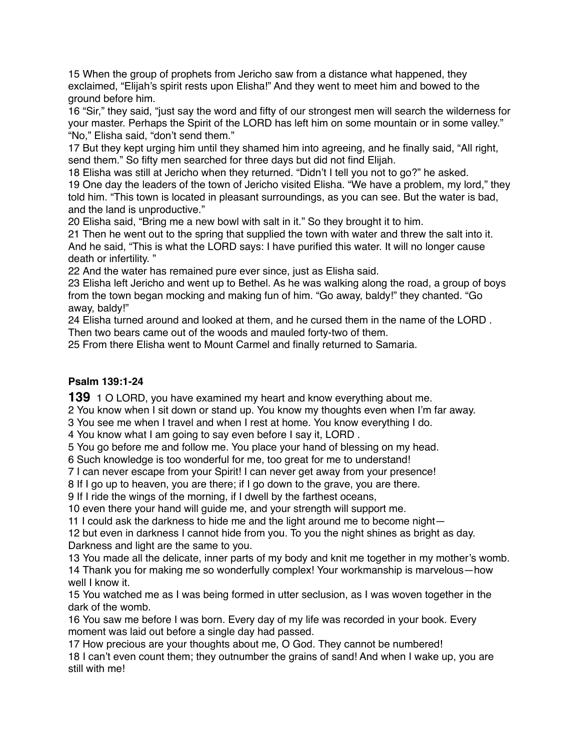15 When the group of prophets from Jericho saw from a distance what happened, they exclaimed, "Elijah's spirit rests upon Elisha!" And they went to meet him and bowed to the ground before him.

16 "Sir," they said, "just say the word and fifty of our strongest men will search the wilderness for your master. Perhaps the Spirit of the LORD has left him on some mountain or in some valley." "No," Elisha said, "don't send them."

17 But they kept urging him until they shamed him into agreeing, and he finally said, "All right, send them." So fifty men searched for three days but did not find Elijah.

18 Elisha was still at Jericho when they returned. "Didn't I tell you not to go?" he asked.

19 One day the leaders of the town of Jericho visited Elisha. "We have a problem, my lord," they told him. "This town is located in pleasant surroundings, as you can see. But the water is bad, and the land is unproductive."

20 Elisha said, "Bring me a new bowl with salt in it." So they brought it to him.

21 Then he went out to the spring that supplied the town with water and threw the salt into it. And he said, "This is what the LORD says: I have purified this water. It will no longer cause death or infertility. "

22 And the water has remained pure ever since, just as Elisha said.

23 Elisha left Jericho and went up to Bethel. As he was walking along the road, a group of boys from the town began mocking and making fun of him. "Go away, baldy!" they chanted. "Go away, baldy!"

24 Elisha turned around and looked at them, and he cursed them in the name of the LORD . Then two bears came out of the woods and mauled forty-two of them.

25 From there Elisha went to Mount Carmel and finally returned to Samaria.

**Psalm 139:1-24**

**139** 1 O LORD, you have examined my heart and know everything about me.

2 You know when I sit down or stand up. You know my thoughts even when I'm far away.

3 You see me when I travel and when I rest at home. You know everything I do.

4 You know what I am going to say even before I say it, LORD .

5 You go before me and follow me. You place your hand of blessing on my head.

6 Such knowledge is too wonderful for me, too great for me to understand!

7 I can never escape from your Spirit! I can never get away from your presence!

8 If I go up to heaven, you are there; if I go down to the grave, you are there.

9 If I ride the wings of the morning, if I dwell by the farthest oceans,

10 even there your hand will guide me, and your strength will support me.

11 I could ask the darkness to hide me and the light around me to become night—

12 but even in darkness I cannot hide from you. To you the night shines as bright as day. Darkness and light are the same to you.

13 You made all the delicate, inner parts of my body and knit me together in my mother's womb.

14 Thank you for making me so wonderfully complex! Your workmanship is marvelous—how well I know it.

15 You watched me as I was being formed in utter seclusion, as I was woven together in the dark of the womb.

16 You saw me before I was born. Every day of my life was recorded in your book. Every moment was laid out before a single day had passed.

17 How precious are your thoughts about me, O God. They cannot be numbered!

18 I can't even count them; they outnumber the grains of sand! And when I wake up, you are still with me!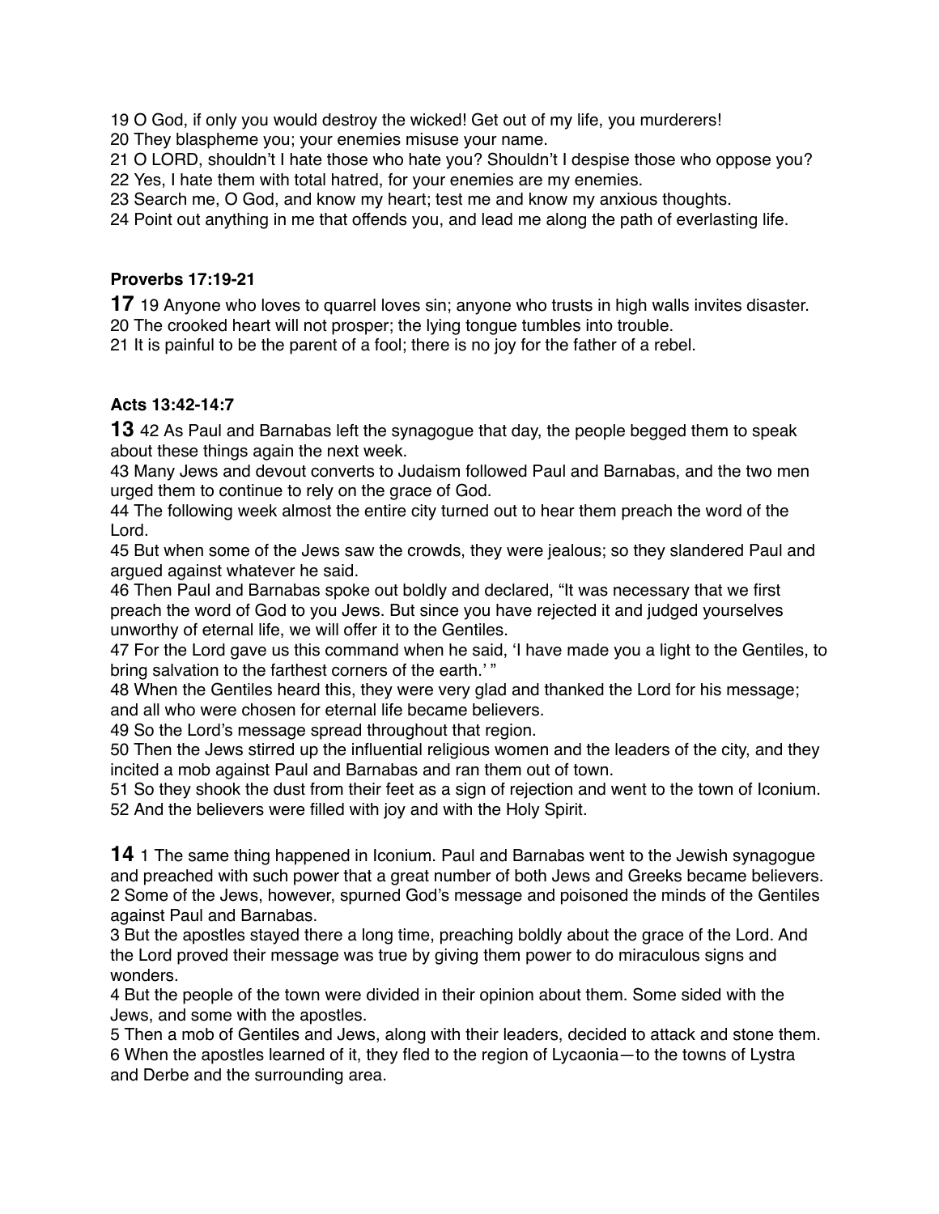19 O God, if only you would destroy the wicked! Get out of my life, you murderers!
20 They blaspheme you; your enemies misuse your name.
21 O LORD, shouldn't I hate those who hate you? Shouldn't I despise those who oppose you?
22 Yes, I hate them with total hatred, for your enemies are my enemies.
23 Search me, O God, and know my heart; test me and know my anxious thoughts.
24 Point out anything in me that offends you, and lead me along the path of everlasting life.

**Proverbs 17:19-21**

**17** 19 Anyone who loves to quarrel loves sin; anyone who trusts in high walls invites disaster.
20 The crooked heart will not prosper; the lying tongue tumbles into trouble.
21 It is painful to be the parent of a fool; there is no joy for the father of a rebel.

**Acts 13:42-14:7**

**13** 42 As Paul and Barnabas left the synagogue that day, the people begged them to speak about these things again the next week.
43 Many Jews and devout converts to Judaism followed Paul and Barnabas, and the two men urged them to continue to rely on the grace of God.
44 The following week almost the entire city turned out to hear them preach the word of the Lord.
45 But when some of the Jews saw the crowds, they were jealous; so they slandered Paul and argued against whatever he said.
46 Then Paul and Barnabas spoke out boldly and declared, "It was necessary that we first preach the word of God to you Jews. But since you have rejected it and judged yourselves unworthy of eternal life, we will offer it to the Gentiles.
47 For the Lord gave us this command when he said, 'I have made you a light to the Gentiles, to bring salvation to the farthest corners of the earth.' "
48 When the Gentiles heard this, they were very glad and thanked the Lord for his message; and all who were chosen for eternal life became believers.
49 So the Lord's message spread throughout that region.
50 Then the Jews stirred up the influential religious women and the leaders of the city, and they incited a mob against Paul and Barnabas and ran them out of town.
51 So they shook the dust from their feet as a sign of rejection and went to the town of Iconium.
52 And the believers were filled with joy and with the Holy Spirit.

**14** 1 The same thing happened in Iconium. Paul and Barnabas went to the Jewish synagogue and preached with such power that a great number of both Jews and Greeks became believers.
2 Some of the Jews, however, spurned God's message and poisoned the minds of the Gentiles against Paul and Barnabas.
3 But the apostles stayed there a long time, preaching boldly about the grace of the Lord. And the Lord proved their message was true by giving them power to do miraculous signs and wonders.
4 But the people of the town were divided in their opinion about them. Some sided with the Jews, and some with the apostles.
5 Then a mob of Gentiles and Jews, along with their leaders, decided to attack and stone them.
6 When the apostles learned of it, they fled to the region of Lycaonia—to the towns of Lystra and Derbe and the surrounding area.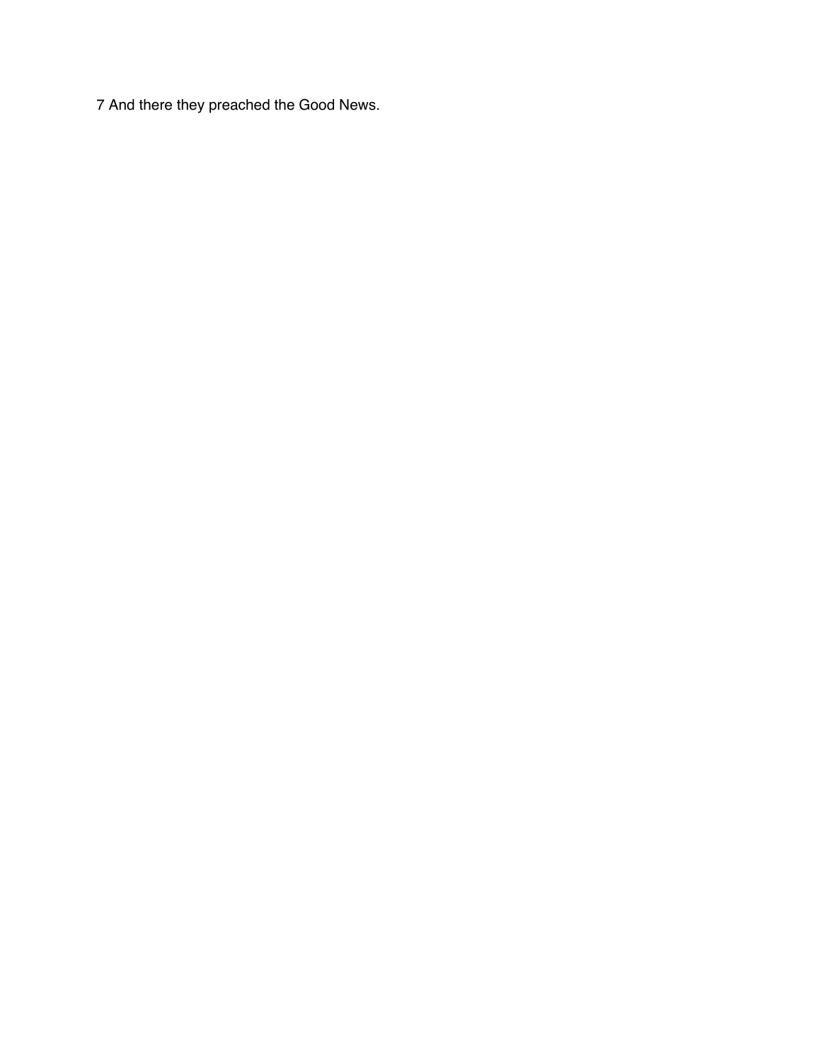7 And there they preached the Good News.